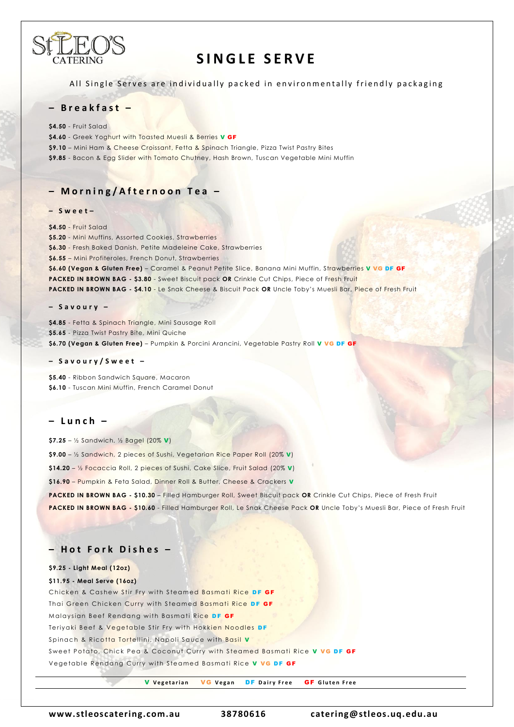# SINGLE SERVE

All Single Serves are individually packed in environmentally friendly packaging

## – Breakfast –

**$4.50** - Fruit Salad
**$4.60** - Greek Yoghurt with Toasted Muesli & Berries **V GF**
**$9.10** – Mini Ham & Cheese Croissant, Fetta & Spinach Triangle, Pizza Twist Pastry Bites
**$9.85** - Bacon & Egg Slider with Tomato Chutney, Hash Brown, Tuscan Vegetable Mini Muffin

## – Morning/Afternoon Tea –

### – Sweet–

**$4.50** - Fruit Salad
**$5.20** - Mini Muffins, Assorted Cookies, Strawberries
**$6.30** - Fresh Baked Danish, Petite Madeleine Cake, Strawberries
**$6.55** – Mini Profiteroles, French Donut, Strawberries
**$6.60 (Vegan & Gluten Free)** – Caramel & Peanut Petite Slice, Banana Mini Muffin, Strawberries **V VG DF GF**
**PACKED IN BROWN BAG - $3.80** - Sweet Biscuit pack **OR** Crinkle Cut Chips, Piece of Fresh Fruit
**PACKED IN BROWN BAG - $4.10** - Le Snak Cheese & Biscuit Pack **OR** Uncle Toby's Muesli Bar, Piece of Fresh Fruit

### – Savoury –

**$4.85** - Fetta & Spinach Triangle, Mini Sausage Roll
**$5.65** - Pizza Twist Pastry Bite, Mini Quiche
**$6.70 (Vegan & Gluten Free)** – Pumpkin & Porcini Arancini, Vegetable Pastry Roll **V VG DF GF**

### – Savoury/Sweet –

**$5.40** - Ribbon Sandwich Square, Macaron
**$6.10** - Tuscan Mini Muffin, French Caramel Donut

## – Lunch –

**$7.25** – ½ Sandwich, ½ Bagel (20% **V**)

**$9.00** – ½ Sandwich, 2 pieces of Sushi, Vegetarian Rice Paper Roll (20% **V**)

**$14.20** – ½ Focaccia Roll, 2 pieces of Sushi, Cake Slice, Fruit Salad (20% **V**)

**$16.90** – Pumpkin & Feta Salad, Dinner Roll & Butter, Cheese & Crackers **V**

**PACKED IN BROWN BAG - $10.30** – Filled Hamburger Roll, Sweet Biscuit pack **OR** Crinkle Cut Chips, Piece of Fresh Fruit

**PACKED IN BROWN BAG - $10.60** - Filled Hamburger Roll, Le Snak Cheese Pack **OR** Uncle Toby's Muesli Bar, Piece of Fresh Fruit

## – Hot Fork Dishes –

**$9.25 - Light Meal (12oz)**
**$11.95 - Meal Serve (16oz)**
Chicken & Cashew Stir Fry with Steamed Basmati Rice **DF GF**
Thai Green Chicken Curry with Steamed Basmati Rice **DF GF**
Malaysian Beef Rendang with Basmati Rice **DF GF**
Teriyaki Beef & Vegetable Stir Fry with Hokkien Noodles **DF**
Spinach & Ricotta Tortellini, Napoli Sauce with Basil **V**
Sweet Potato, Chick Pea & Coconut Curry with Steamed Basmati Rice **V VG DF GF**
Vegetable Rendang Curry with Steamed Basmati Rice **V VG DF GF**

**V** Vegetarian **VG** Vegan **DF** Dairy Free **GF** Gluten Free

www.stleoscatering.com.au 38780616 catering@stleos.uq.edu.au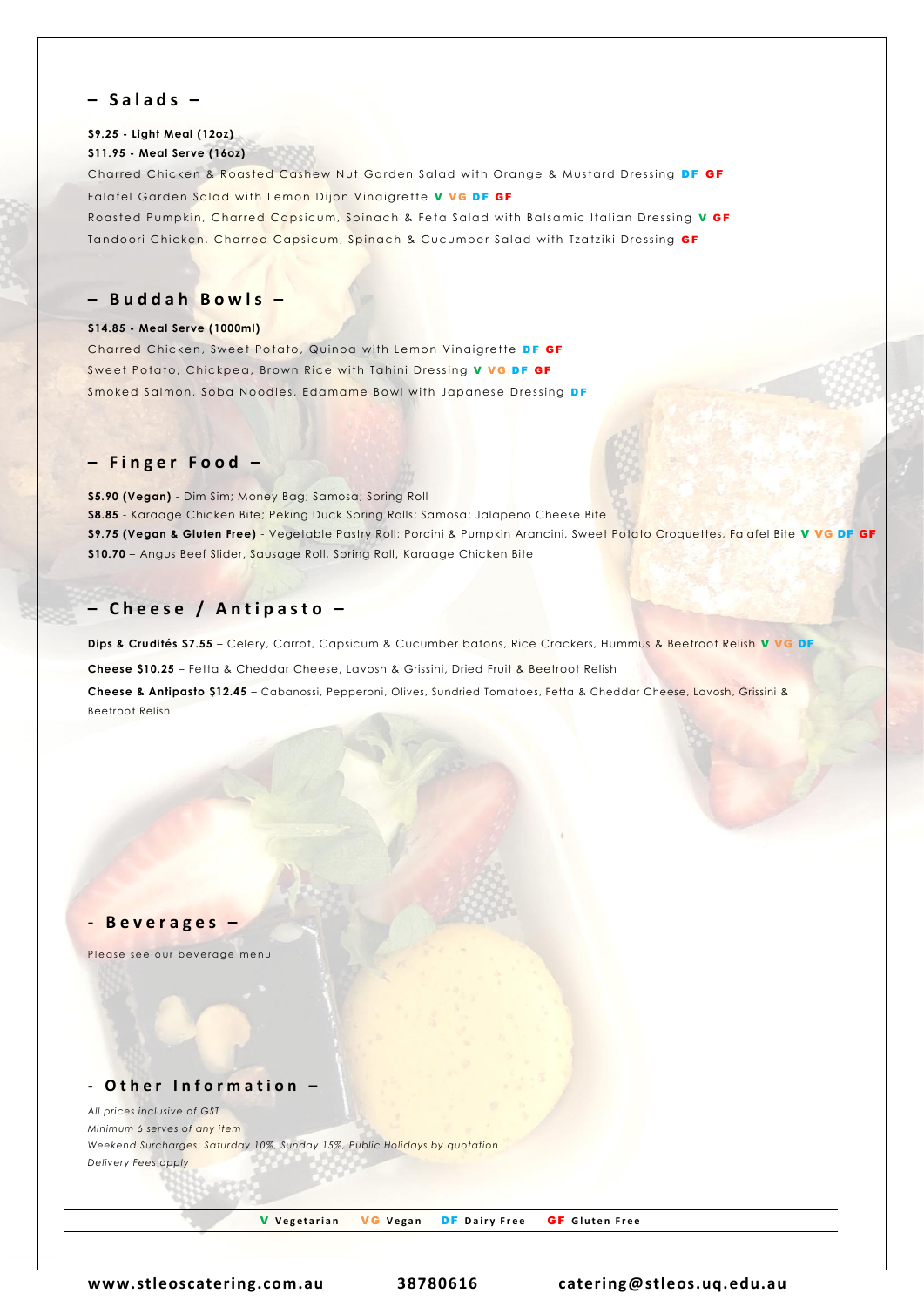## – Salads –

**$9.25 - Light Meal (12oz)**
**$11.95 - Meal Serve (16oz)**

Charred Chicken & Roasted Cashew Nut Garden Salad with Orange & Mustard Dressing **DF GF**
Falafel Garden Salad with Lemon Dijon Vinaigrette **V VG DF GF**
Roasted Pumpkin, Charred Capsicum, Spinach & Feta Salad with Balsamic Italian Dressing **V GF**
Tandoori Chicken, Charred Capsicum, Spinach & Cucumber Salad with Tzatziki Dressing **GF**

## – Buddah Bowls –

**$14.85 - Meal Serve (1000ml)**

Charred Chicken, Sweet Potato, Quinoa with Lemon Vinaigrette **DF GF**
Sweet Potato, Chickpea, Brown Rice with Tahini Dressing **V VG DF GF**
Smoked Salmon, Soba Noodles, Edamame Bowl with Japanese Dressing **DF**

## – Finger Food –

**$5.90 (Vegan)** - Dim Sim; Money Bag; Samosa; Spring Roll
**$8.85** - Karaage Chicken Bite; Peking Duck Spring Rolls; Samosa; Jalapeno Cheese Bite
**$9.75 (Vegan & Gluten Free)** - Vegetable Pastry Roll; Porcini & Pumpkin Arancini, Sweet Potato Croquettes, Falafel Bite **V VG DF GF**
**$10.70** – Angus Beef Slider, Sausage Roll, Spring Roll, Karaage Chicken Bite

## – Cheese / Antipasto –

**Dips & Crudités $7.55** – Celery, Carrot, Capsicum & Cucumber batons, Rice Crackers, Hummus & Beetroot Relish **V VG DF**

**Cheese $10.25** – Fetta & Cheddar Cheese, Lavosh & Grissini, Dried Fruit & Beetroot Relish

**Cheese & Antipasto $12.45** – Cabanossi, Pepperoni, Olives, Sundried Tomatoes, Fetta & Cheddar Cheese, Lavosh, Grissini & Beetroot Relish

## - Beverages –

Please see our beverage menu

## - Other Information –

*All prices inclusive of GST*
*Minimum 6 serves of any item*
*Weekend Surcharges: Saturday 10%, Sunday 15%, Public Holidays by quotation*
*Delivery Fees apply*

**V** Vegetarian **VG** Vegan **DF** Dairy Free **GF** Gluten Free

**www.stleoscatering.com.au** **38780616** **catering@stleos.uq.edu.au**